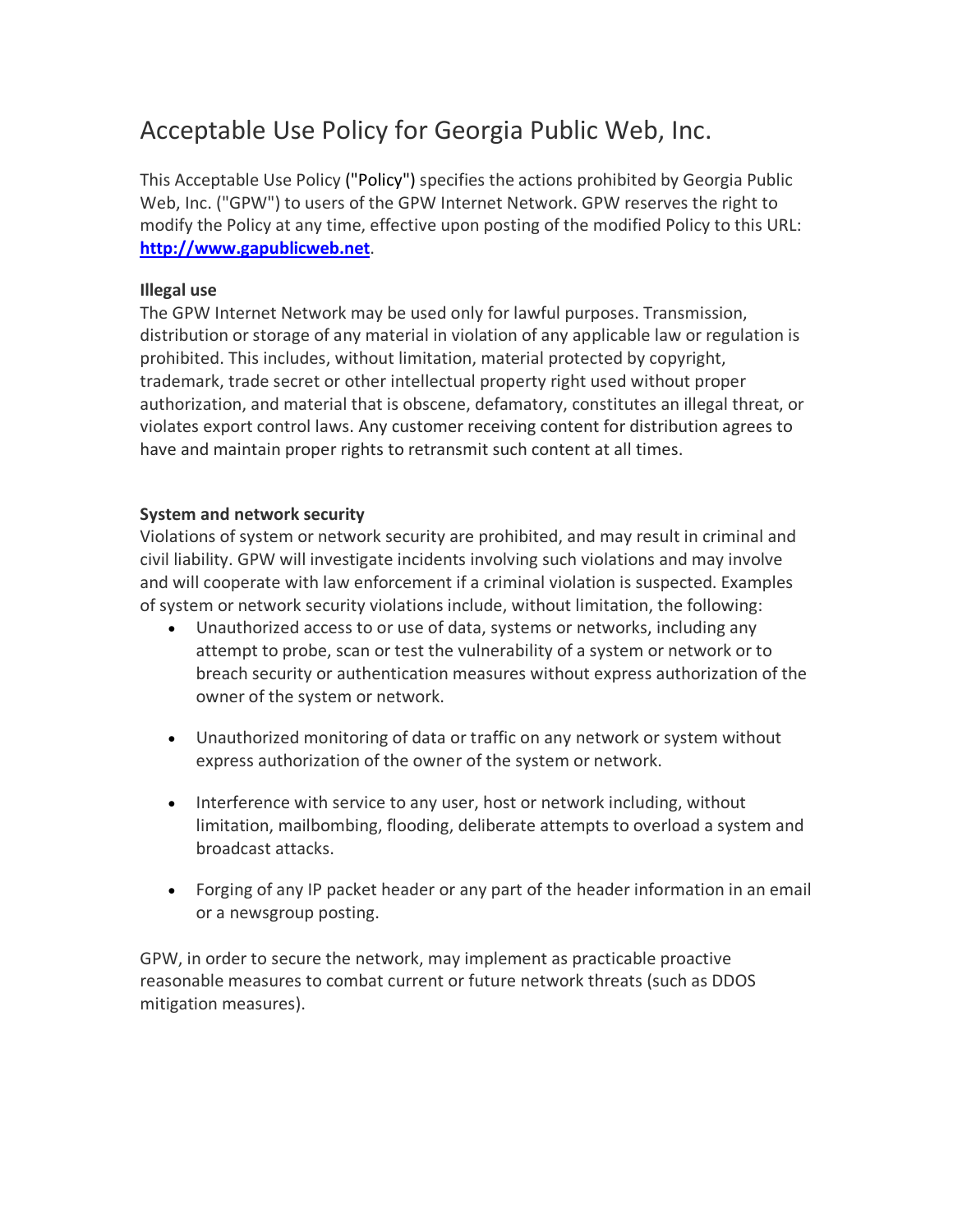# Acceptable Use Policy for Georgia Public Web, Inc.

This Acceptable Use Policy ("Policy") specifies the actions prohibited by Georgia Public Web, Inc. ("GPW") to users of the GPW Internet Network. GPW reserves the right to modify the Policy at any time, effective upon posting of the modified Policy to this URL: **[http://www.gapublicweb.net](http://www.gapublicweb.net)**.

**Illegal use**

The GPW Internet Network may be used only for lawful purposes. Transmission, distribution or storage of any material in violation of any applicable law or regulation is prohibited. This includes, without limitation, material protected by copyright, trademark, trade secret or other intellectual property right used without proper authorization, and material that is obscene, defamatory, constitutes an illegal threat, or violates export control laws. Any customer receiving content for distribution agrees to have and maintain proper rights to retransmit such content at all times.

**System and network security**

Violations of system or network security are prohibited, and may result in criminal and civil liability. GPW will investigate incidents involving such violations and may involve and will cooperate with law enforcement if a criminal violation is suspected. Examples of system or network security violations include, without limitation, the following:

- Unauthorized access to or use of data, systems or networks, including any attempt to probe, scan or test the vulnerability of a system or network or to breach security or authentication measures without express authorization of the owner of the system or network.

- Unauthorized monitoring of data or traffic on any network or system without express authorization of the owner of the system or network.

- Interference with service to any user, host or network including, without limitation, mailbombing, flooding, deliberate attempts to overload a system and broadcast attacks.

- Forging of any IP packet header or any part of the header information in an email or a newsgroup posting.

GPW, in order to secure the network, may implement as practicable proactive reasonable measures to combat current or future network threats (such as DDOS mitigation measures).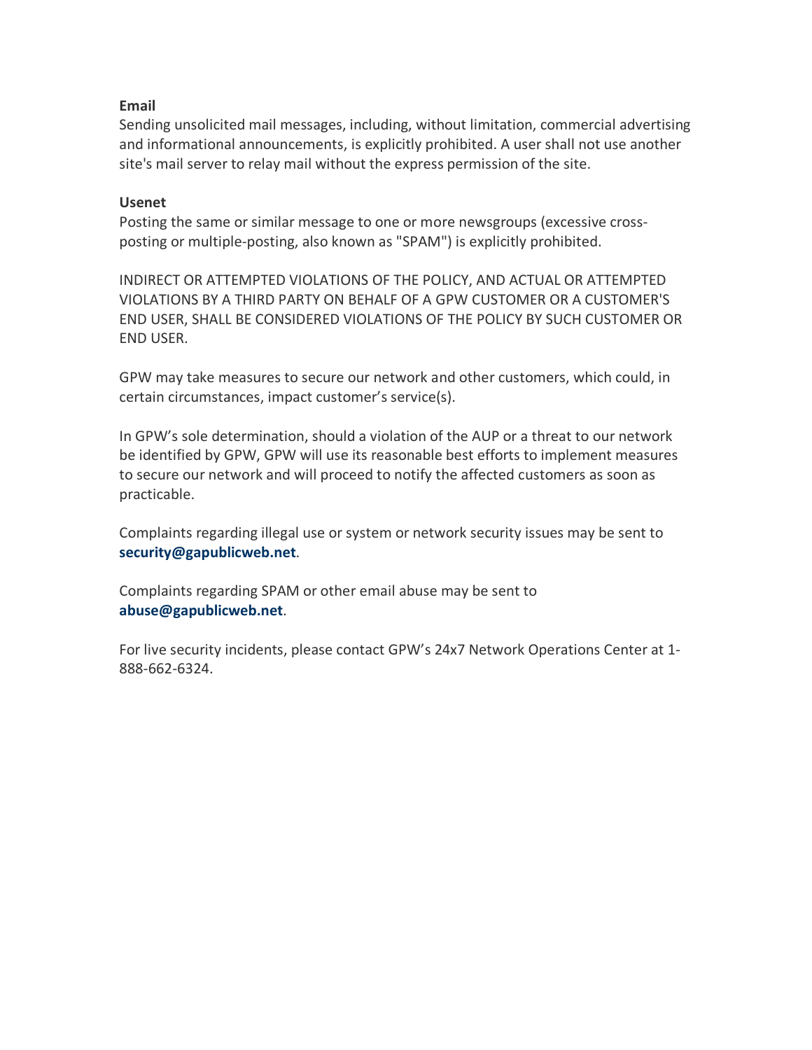**Email**
Sending unsolicited mail messages, including, without limitation, commercial advertising and informational announcements, is explicitly prohibited. A user shall not use another site's mail server to relay mail without the express permission of the site.

**Usenet**
Posting the same or similar message to one or more newsgroups (excessive cross-posting or multiple-posting, also known as "SPAM") is explicitly prohibited.

INDIRECT OR ATTEMPTED VIOLATIONS OF THE POLICY, AND ACTUAL OR ATTEMPTED VIOLATIONS BY A THIRD PARTY ON BEHALF OF A GPW CUSTOMER OR A CUSTOMER'S END USER, SHALL BE CONSIDERED VIOLATIONS OF THE POLICY BY SUCH CUSTOMER OR END USER.

GPW may take measures to secure our network and other customers, which could, in certain circumstances, impact customer's service(s).

In GPW's sole determination, should a violation of the AUP or a threat to our network be identified by GPW, GPW will use its reasonable best efforts to implement measures to secure our network and will proceed to notify the affected customers as soon as practicable.

Complaints regarding illegal use or system or network security issues may be sent to **security@gapublicweb.net**.

Complaints regarding SPAM or other email abuse may be sent to **abuse@gapublicweb.net**.

For live security incidents, please contact GPW's 24x7 Network Operations Center at 1-888-662-6324.